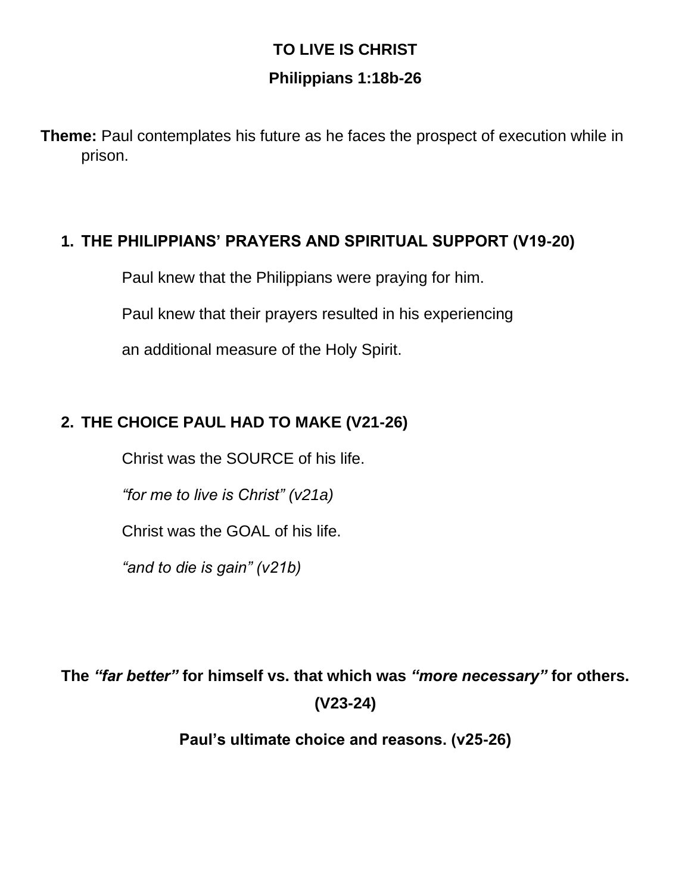# TO LIVE IS CHRIST

## Philippians 1:18b-26

**Theme:** Paul contemplates his future as he faces the prospect of execution while in prison.

1. **THE PHILIPPIANS' PRAYERS AND SPIRITUAL SUPPORT (V19-20)**

   Paul knew that the Philippians were praying for him.

   Paul knew that their prayers resulted in his experiencing

   an additional measure of the Holy Spirit.

2. **THE CHOICE PAUL HAD TO MAKE (V21-26)**

   Christ was the SOURCE of his life.

   *"for me to live is Christ" (v21a)*

   Christ was the GOAL of his life.

   *"and to die is gain" (v21b)*

**The *"far better"* for himself vs. that which was *"more necessary"* for others. (V23-24)**

**Paul's ultimate choice and reasons. (v25-26)**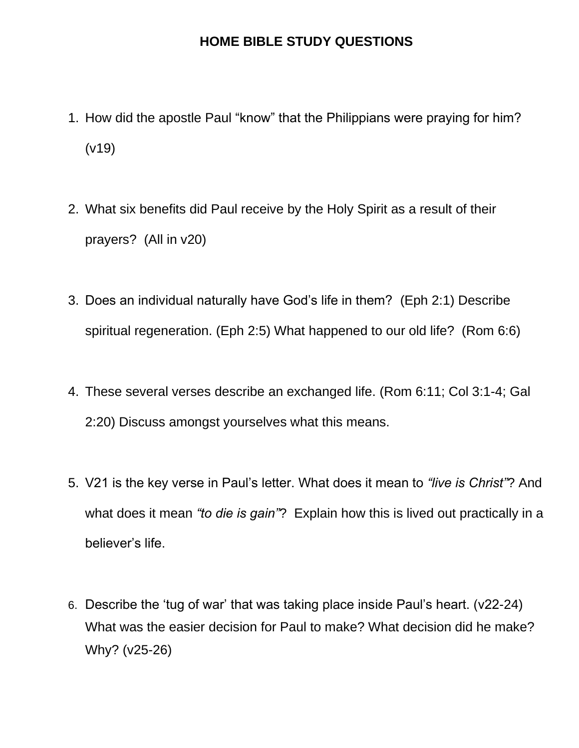# HOME BIBLE STUDY QUESTIONS

1. How did the apostle Paul "know" that the Philippians were praying for him? (v19)

2. What six benefits did Paul receive by the Holy Spirit as a result of their prayers? (All in v20)

3. Does an individual naturally have God's life in them? (Eph 2:1) Describe spiritual regeneration. (Eph 2:5) What happened to our old life? (Rom 6:6)

4. These several verses describe an exchanged life. (Rom 6:11; Col 3:1-4; Gal 2:20) Discuss amongst yourselves what this means.

5. V21 is the key verse in Paul's letter. What does it mean to *"live is Christ"*? And what does it mean *"to die is gain"*? Explain how this is lived out practically in a believer's life.

6. Describe the 'tug of war' that was taking place inside Paul's heart. (v22-24) What was the easier decision for Paul to make? What decision did he make? Why? (v25-26)